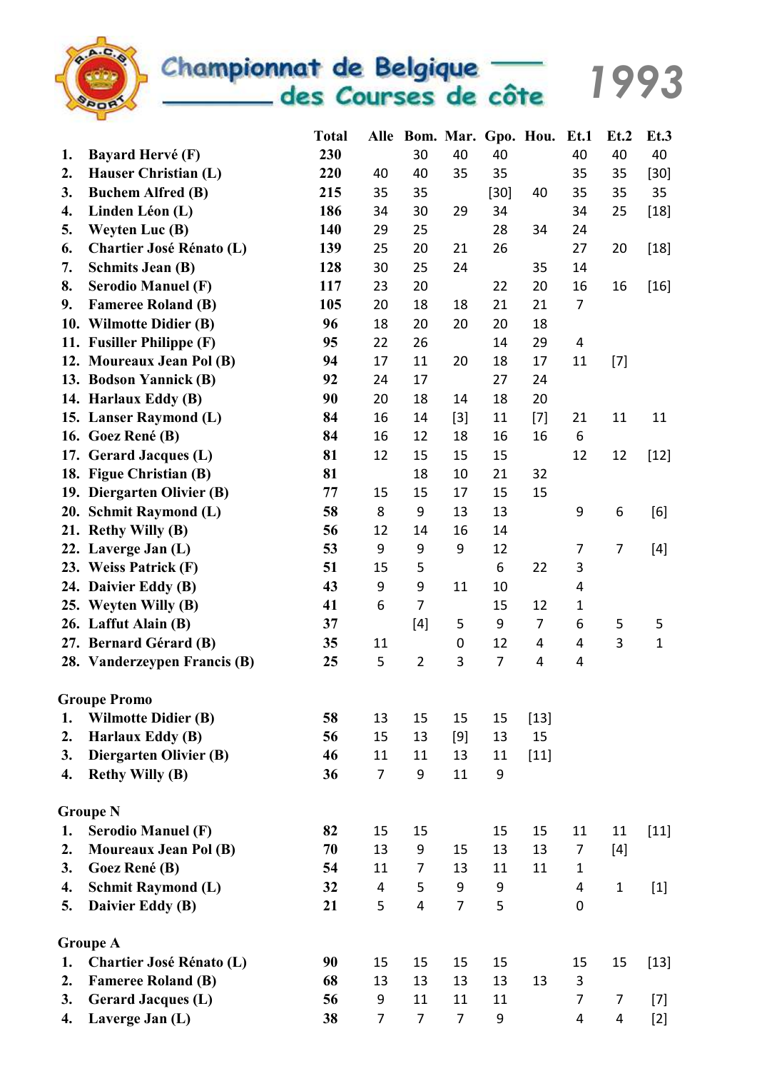# Championnat de Belgique des Courses de côte

# 1993

| | | Total | Alle | Bom. | Mar. | Gpo. | Hou. | Et.1 | Et.2 | Et.3 |
|---|---|---|---|---|---|---|---|---|---|---|
| **1.** | **Bayard Hervé (F)** | **230** | | 30 | 40 | 40 | | 40 | 40 | 40 |
| **2.** | **Hauser Christian (L)** | **220** | 40 | 40 | 35 | 35 | | 35 | 35 | [30] |
| **3.** | **Buchem Alfred (B)** | **215** | 35 | 35 | | [30] | 40 | 35 | 35 | 35 |
| **4.** | **Linden Léon (L)** | **186** | 34 | 30 | 29 | 34 | | 34 | 25 | [18] |
| **5.** | **Weyten Luc (B)** | **140** | 29 | 25 | | 28 | 34 | 24 | | |
| **6.** | **Chartier José Rénato (L)** | **139** | 25 | 20 | 21 | 26 | | 27 | 20 | [18] |
| **7.** | **Schmits Jean (B)** | **128** | 30 | 25 | 24 | | 35 | 14 | | |
| **8.** | **Serodio Manuel (F)** | **117** | 23 | 20 | | 22 | 20 | 16 | 16 | [16] |
| **9.** | **Fameree Roland (B)** | **105** | 20 | 18 | 18 | 21 | 21 | 7 | | |
| **10.** | **Wilmotte Didier (B)** | **96** | 18 | 20 | 20 | 20 | 18 | | | |
| **11.** | **Fusiller Philippe (F)** | **95** | 22 | 26 | | 14 | 29 | 4 | | |
| **12.** | **Moureaux Jean Pol (B)** | **94** | 17 | 11 | 20 | 18 | 17 | 11 | [7] | |
| **13.** | **Bodson Yannick (B)** | **92** | 24 | 17 | | 27 | 24 | | | |
| **14.** | **Harlaux Eddy (B)** | **90** | 20 | 18 | 14 | 18 | 20 | | | |
| **15.** | **Lanser Raymond (L)** | **84** | 16 | 14 | [3] | 11 | [7] | 21 | 11 | 11 |
| **16.** | **Goez René (B)** | **84** | 16 | 12 | 18 | 16 | 16 | 6 | | |
| **17.** | **Gerard Jacques (L)** | **81** | 12 | 15 | 15 | 15 | | 12 | 12 | [12] |
| **18.** | **Figue Christian (B)** | **81** | | 18 | 10 | 21 | 32 | | | |
| **19.** | **Diergarten Olivier (B)** | **77** | 15 | 15 | 17 | 15 | 15 | | | |
| **20.** | **Schmit Raymond (L)** | **58** | 8 | 9 | 13 | 13 | | 9 | 6 | [6] |
| **21.** | **Rethy Willy (B)** | **56** | 12 | 14 | 16 | 14 | | | | |
| **22.** | **Laverge Jan (L)** | **53** | 9 | 9 | 9 | 12 | | 7 | 7 | [4] |
| **23.** | **Weiss Patrick (F)** | **51** | 15 | 5 | | 6 | 22 | 3 | | |
| **24.** | **Daivier Eddy (B)** | **43** | 9 | 9 | 11 | 10 | | 4 | | |
| **25.** | **Weyten Willy (B)** | **41** | 6 | 7 | | 15 | 12 | 1 | | |
| **26.** | **Laffut Alain (B)** | **37** | | [4] | 5 | 9 | 7 | 6 | 5 | 5 |
| **27.** | **Bernard Gérard (B)** | **35** | 11 | | 0 | 12 | 4 | 4 | 3 | 1 |
| **28.** | **Vanderzeypen Francis (B)** | **25** | 5 | 2 | 3 | 7 | 4 | 4 | | |

**Groupe Promo**

| | | Total | Alle | Bom. | Mar. | Gpo. | Hou. | Et.1 | Et.2 | Et.3 |
|---|---|---|---|---|---|---|---|---|---|---|
| **1.** | **Wilmotte Didier (B)** | **58** | 13 | 15 | 15 | 15 | [13] | | | |
| **2.** | **Harlaux Eddy (B)** | **56** | 15 | 13 | [9] | 13 | 15 | | | |
| **3.** | **Diergarten Olivier (B)** | **46** | 11 | 11 | 13 | 11 | [11] | | | |
| **4.** | **Rethy Willy (B)** | **36** | 7 | 9 | 11 | 9 | | | | |

**Groupe N**

| | | Total | Alle | Bom. | Mar. | Gpo. | Hou. | Et.1 | Et.2 | Et.3 |
|---|---|---|---|---|---|---|---|---|---|---|
| **1.** | **Serodio Manuel (F)** | **82** | 15 | 15 | | 15 | 15 | 11 | 11 | [11] |
| **2.** | **Moureaux Jean Pol (B)** | **70** | 13 | 9 | 15 | 13 | 13 | 7 | [4] | |
| **3.** | **Goez René (B)** | **54** | 11 | 7 | 13 | 11 | 11 | 1 | | |
| **4.** | **Schmit Raymond (L)** | **32** | 4 | 5 | 9 | 9 | | 4 | 1 | [1] |
| **5.** | **Daivier Eddy (B)** | **21** | 5 | 4 | 7 | 5 | | 0 | | |

**Groupe A**

| | | Total | Alle | Bom. | Mar. | Gpo. | Hou. | Et.1 | Et.2 | Et.3 |
|---|---|---|---|---|---|---|---|---|---|---|
| **1.** | **Chartier José Rénato (L)** | **90** | 15 | 15 | 15 | 15 | | 15 | 15 | [13] |
| **2.** | **Fameree Roland (B)** | **68** | 13 | 13 | 13 | 13 | 13 | 3 | | |
| **3.** | **Gerard Jacques (L)** | **56** | 9 | 11 | 11 | 11 | | 7 | 7 | [7] |
| **4.** | **Laverge Jan (L)** | **38** | 7 | 7 | 7 | 9 | | 4 | 4 | [2] |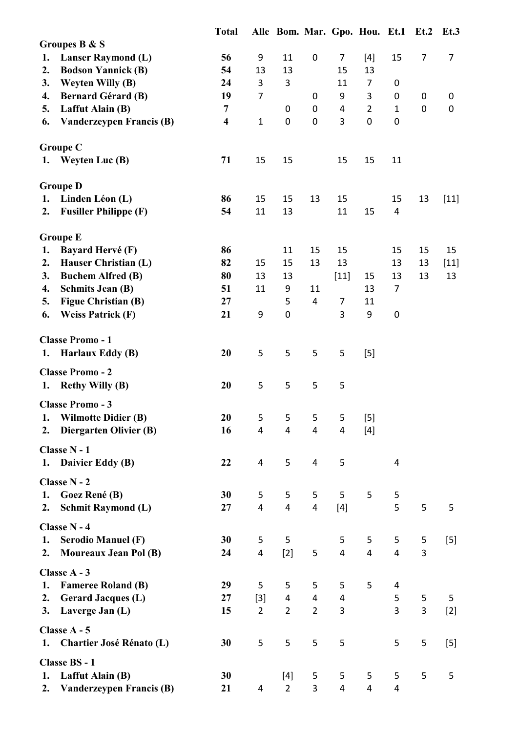| | Total | Alle | Bom. | Mar. | Gpo. | Hou. | Et.1 | Et.2 | Et.3 |
|---|---|---|---|---|---|---|---|---|---|
| **Groupes B & S** | | | | | | | | | |
| **1. Lanser Raymond (L)** | **56** | 9 | 11 | 0 | 7 | [4] | 15 | 7 | 7 |
| **2. Bodson Yannick (B)** | **54** | 13 | 13 | | 15 | 13 | | | |
| **3. Weyten Willy (B)** | **24** | 3 | 3 | | 11 | 7 | 0 | | |
| **4. Bernard Gérard (B)** | **19** | 7 | | 0 | 9 | 3 | 0 | 0 | 0 |
| **5. Laffut Alain (B)** | **7** | | 0 | 0 | 4 | 2 | 1 | 0 | 0 |
| **6. Vanderzeypen Francis (B)** | **4** | 1 | 0 | 0 | 3 | 0 | 0 | | |
| **Groupe C** | | | | | | | | | |
| **1. Weyten Luc (B)** | **71** | 15 | 15 | | 15 | 15 | 11 | | |
| **Groupe D** | | | | | | | | | |
| **1. Linden Léon (L)** | **86** | 15 | 15 | 13 | 15 | | 15 | 13 | [11] |
| **2. Fusiller Philippe (F)** | **54** | 11 | 13 | | 11 | 15 | 4 | | |
| **Groupe E** | | | | | | | | | |
| **1. Bayard Hervé (F)** | **86** | | 11 | 15 | 15 | | 15 | 15 | 15 |
| **2. Hauser Christian (L)** | **82** | 15 | 15 | 13 | 13 | | 13 | 13 | [11] |
| **3. Buchem Alfred (B)** | **80** | 13 | 13 | | [11] | 15 | 13 | 13 | 13 |
| **4. Schmits Jean (B)** | **51** | 11 | 9 | 11 | | 13 | 7 | | |
| **5. Figue Christian (B)** | **27** | | 5 | 4 | 7 | 11 | | | |
| **6. Weiss Patrick (F)** | **21** | 9 | 0 | | 3 | 9 | 0 | | |
| **Classe Promo - 1** | | | | | | | | | |
| **1. Harlaux Eddy (B)** | **20** | 5 | 5 | 5 | 5 | [5] | | | |
| **Classe Promo - 2** | | | | | | | | | |
| **1. Rethy Willy (B)** | **20** | 5 | 5 | 5 | 5 | | | | |
| **Classe Promo - 3** | | | | | | | | | |
| **1. Wilmotte Didier (B)** | **20** | 5 | 5 | 5 | 5 | [5] | | | |
| **2. Diergarten Olivier (B)** | **16** | 4 | 4 | 4 | 4 | [4] | | | |
| **Classe N - 1** | | | | | | | | | |
| **1. Daivier Eddy (B)** | **22** | 4 | 5 | 4 | 5 | | 4 | | |
| **Classe N - 2** | | | | | | | | | |
| **1. Goez René (B)** | **30** | 5 | 5 | 5 | 5 | 5 | 5 | | |
| **2. Schmit Raymond (L)** | **27** | 4 | 4 | 4 | [4] | | 5 | 5 | 5 |
| **Classe N - 4** | | | | | | | | | |
| **1. Serodio Manuel (F)** | **30** | 5 | 5 | | 5 | 5 | 5 | 5 | [5] |
| **2. Moureaux Jean Pol (B)** | **24** | 4 | [2] | 5 | 4 | 4 | 4 | 3 | |
| **Classe A - 3** | | | | | | | | | |
| **1. Fameree Roland (B)** | **29** | 5 | 5 | 5 | 5 | 5 | 4 | | |
| **2. Gerard Jacques (L)** | **27** | [3] | 4 | 4 | 4 | | 5 | 5 | 5 |
| **3. Laverge Jan (L)** | **15** | 2 | 2 | 2 | 3 | | 3 | 3 | [2] |
| **Classe A - 5** | | | | | | | | | |
| **1. Chartier José Rénato (L)** | **30** | 5 | 5 | 5 | 5 | | 5 | 5 | [5] |
| **Classe BS - 1** | | | | | | | | | |
| **1. Laffut Alain (B)** | **30** | | [4] | 5 | 5 | 5 | 5 | 5 | 5 |
| **2. Vanderzeypen Francis (B)** | **21** | 4 | 2 | 3 | 4 | 4 | 4 | | |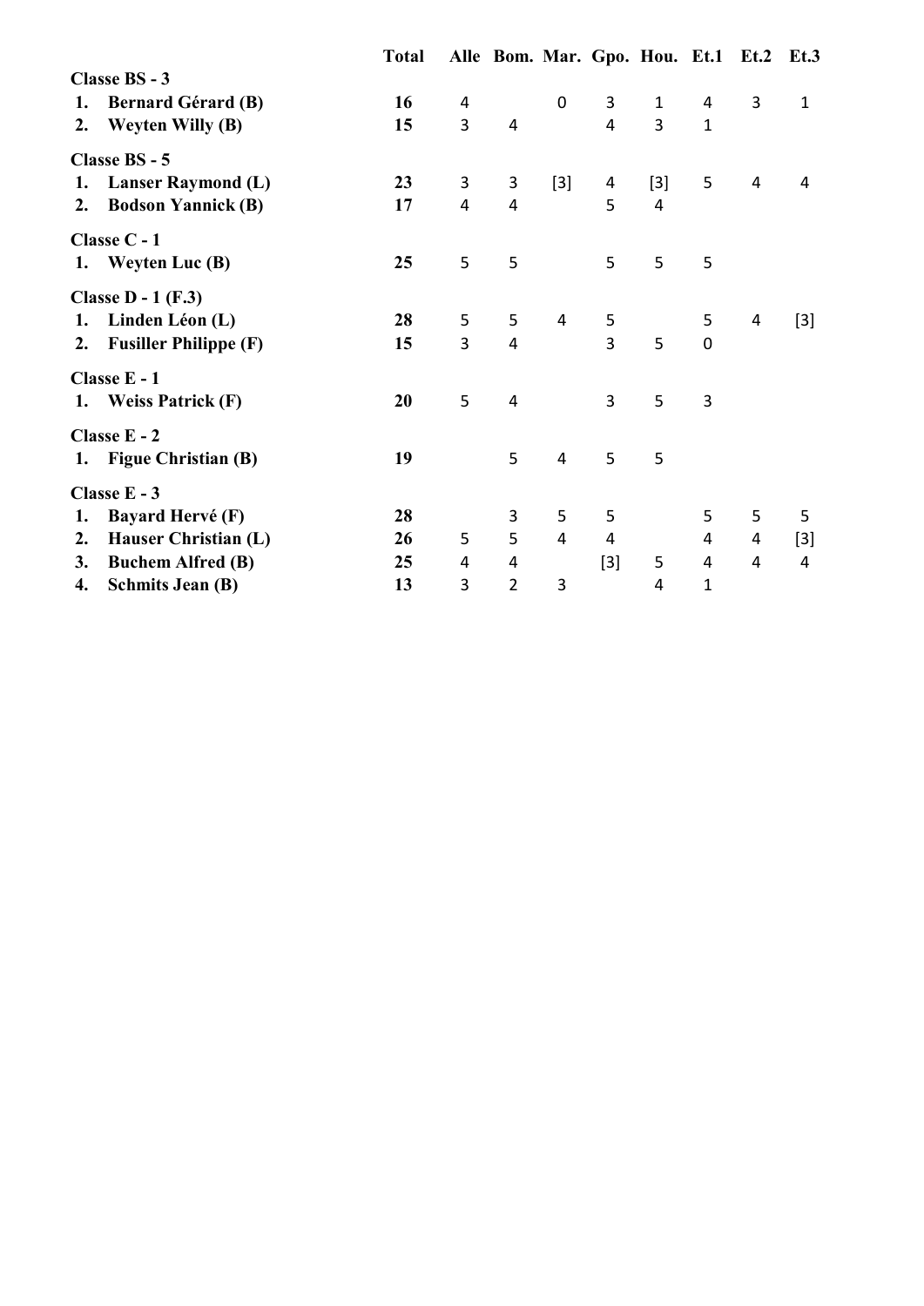| | | Total | Alle | Bom. | Mar. | Gpo. | Hou. | Et.1 | Et.2 | Et.3 |
|---|---|---|---|---|---|---|---|---|---|---|
| **Classe BS - 3** | | | | | | | | | | |
| **1.** | **Bernard Gérard (B)** | **16** | 4 | | 0 | 3 | 1 | 4 | 3 | 1 |
| **2.** | **Weyten Willy (B)** | **15** | 3 | 4 | | 4 | 3 | 1 | | |
| **Classe BS - 5** | | | | | | | | | | |
| **1.** | **Lanser Raymond (L)** | **23** | 3 | 3 | [3] | 4 | [3] | 5 | 4 | 4 |
| **2.** | **Bodson Yannick (B)** | **17** | 4 | 4 | | 5 | 4 | | | |
| **Classe C - 1** | | | | | | | | | | |
| **1.** | **Weyten Luc (B)** | **25** | 5 | 5 | | 5 | 5 | 5 | | |
| **Classe D - 1 (F.3)** | | | | | | | | | | |
| **1.** | **Linden Léon (L)** | **28** | 5 | 5 | 4 | 5 | | 5 | 4 | [3] |
| **2.** | **Fusiller Philippe (F)** | **15** | 3 | 4 | | 3 | 5 | 0 | | |
| **Classe E - 1** | | | | | | | | | | |
| **1.** | **Weiss Patrick (F)** | **20** | 5 | 4 | | 3 | 5 | 3 | | |
| **Classe E - 2** | | | | | | | | | | |
| **1.** | **Figue Christian (B)** | **19** | | 5 | 4 | 5 | 5 | | | |
| **Classe E - 3** | | | | | | | | | | |
| **1.** | **Bayard Hervé (F)** | **28** | | 3 | 5 | 5 | | 5 | 5 | 5 |
| **2.** | **Hauser Christian (L)** | **26** | 5 | 5 | 4 | 4 | | 4 | 4 | [3] |
| **3.** | **Buchem Alfred (B)** | **25** | 4 | 4 | | [3] | 5 | 4 | 4 | 4 |
| **4.** | **Schmits Jean (B)** | **13** | 3 | 2 | 3 | | 4 | 1 | | |